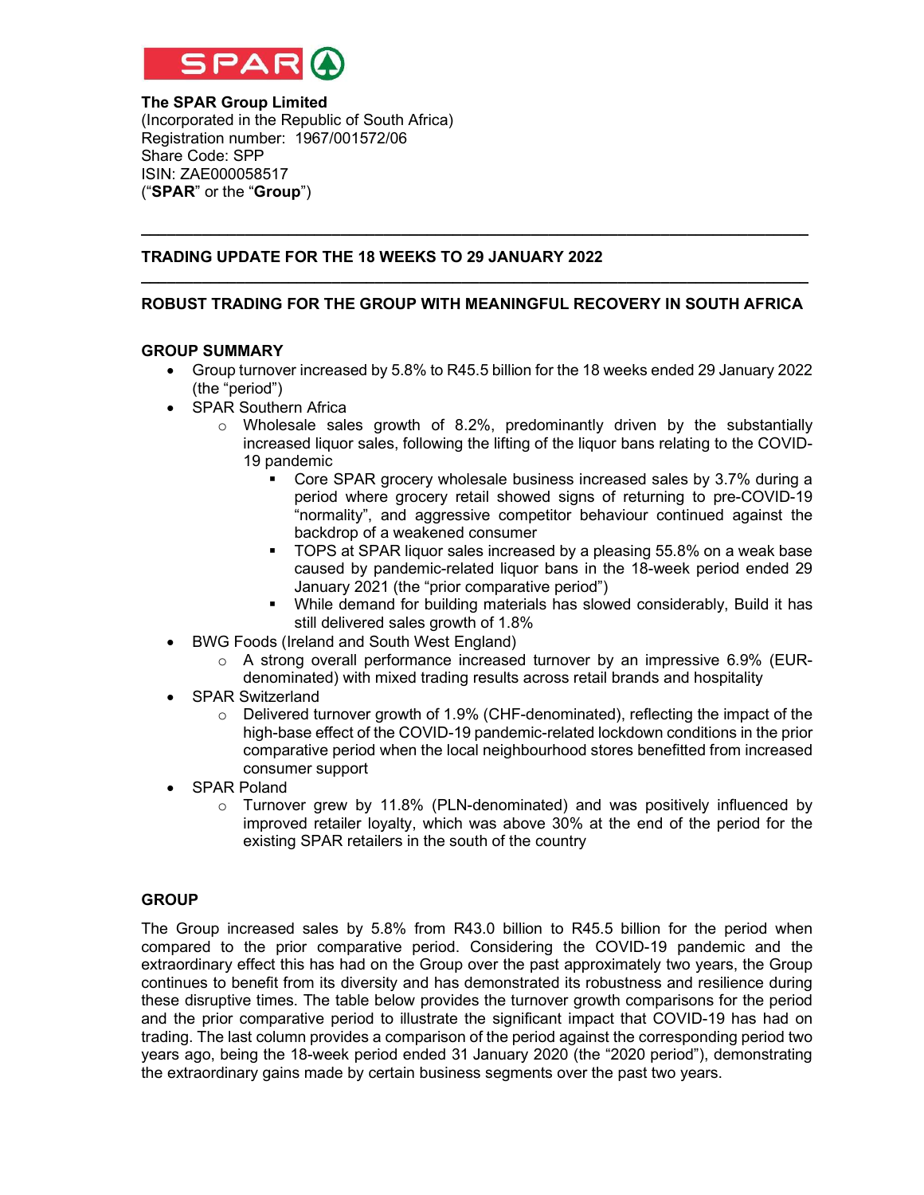**The SPAR Group Limited**
(Incorporated in the Republic of South Africa)
Registration number: 1967/001572/06
Share Code: SPP
ISIN: ZAE000058517
("**SPAR**" or the "**Group**")

---

## TRADING UPDATE FOR THE 18 WEEKS TO 29 JANUARY 2022

---

## ROBUST TRADING FOR THE GROUP WITH MEANINGFUL RECOVERY IN SOUTH AFRICA

### GROUP SUMMARY

- Group turnover increased by 5.8% to R45.5 billion for the 18 weeks ended 29 January 2022 (the "period")
- SPAR Southern Africa
  - Wholesale sales growth of 8.2%, predominantly driven by the substantially increased liquor sales, following the lifting of the liquor bans relating to the COVID-19 pandemic
    - Core SPAR grocery wholesale business increased sales by 3.7% during a period where grocery retail showed signs of returning to pre-COVID-19 "normality", and aggressive competitor behaviour continued against the backdrop of a weakened consumer
    - TOPS at SPAR liquor sales increased by a pleasing 55.8% on a weak base caused by pandemic-related liquor bans in the 18-week period ended 29 January 2021 (the "prior comparative period")
    - While demand for building materials has slowed considerably, Build it has still delivered sales growth of 1.8%
- BWG Foods (Ireland and South West England)
  - A strong overall performance increased turnover by an impressive 6.9% (EUR-denominated) with mixed trading results across retail brands and hospitality
- SPAR Switzerland
  - Delivered turnover growth of 1.9% (CHF-denominated), reflecting the impact of the high-base effect of the COVID-19 pandemic-related lockdown conditions in the prior comparative period when the local neighbourhood stores benefitted from increased consumer support
- SPAR Poland
  - Turnover grew by 11.8% (PLN-denominated) and was positively influenced by improved retailer loyalty, which was above 30% at the end of the period for the existing SPAR retailers in the south of the country

### GROUP

The Group increased sales by 5.8% from R43.0 billion to R45.5 billion for the period when compared to the prior comparative period. Considering the COVID-19 pandemic and the extraordinary effect this has had on the Group over the past approximately two years, the Group continues to benefit from its diversity and has demonstrated its robustness and resilience during these disruptive times. The table below provides the turnover growth comparisons for the period and the prior comparative period to illustrate the significant impact that COVID-19 has had on trading. The last column provides a comparison of the period against the corresponding period two years ago, being the 18-week period ended 31 January 2020 (the "2020 period"), demonstrating the extraordinary gains made by certain business segments over the past two years.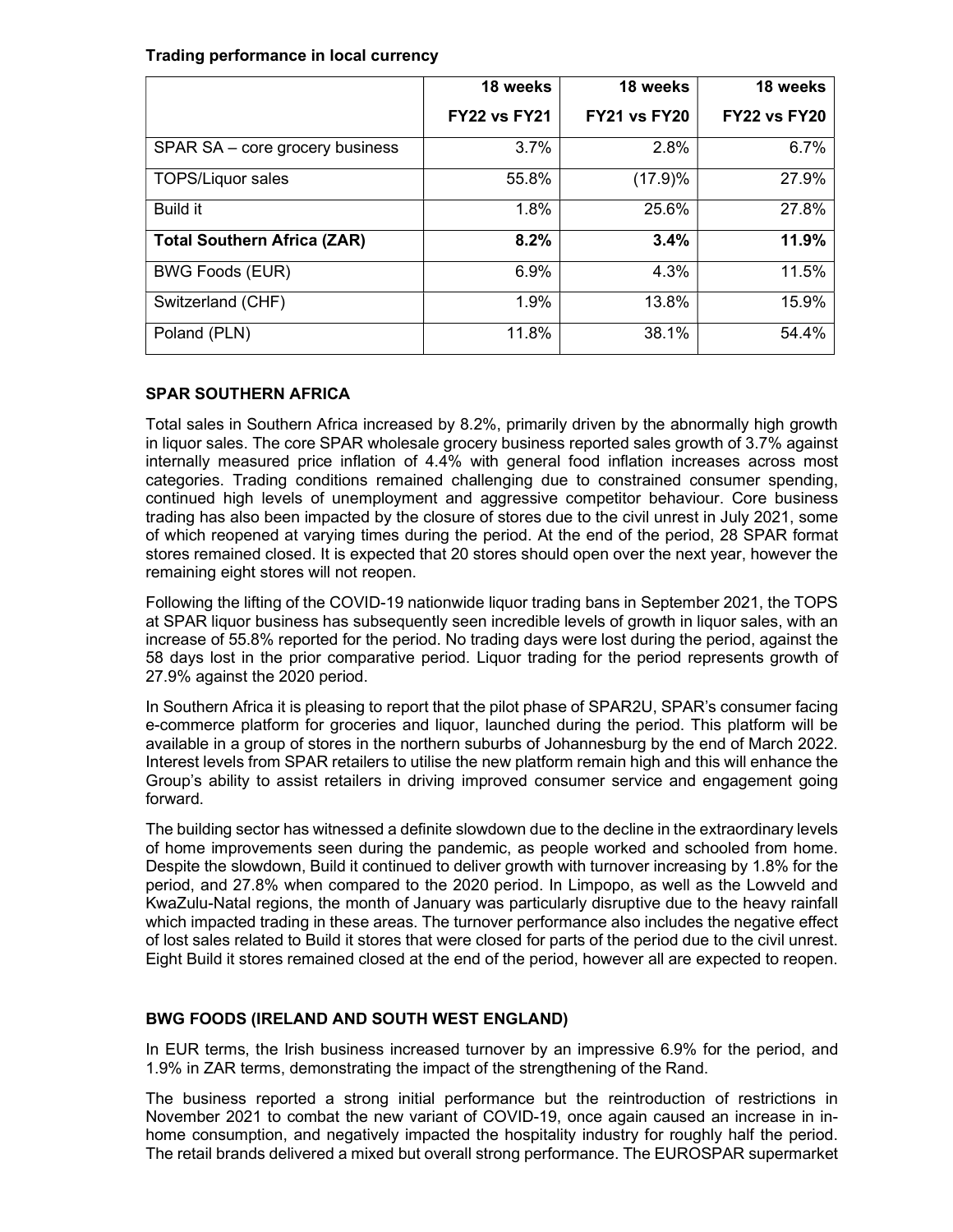**Trading performance in local currency**

| | 18 weeks FY22 vs FY21 | 18 weeks FY21 vs FY20 | 18 weeks FY22 vs FY20 |
|---|---|---|---|
| SPAR SA – core grocery business | 3.7% | 2.8% | 6.7% |
| TOPS/Liquor sales | 55.8% | (17.9)% | 27.9% |
| Build it | 1.8% | 25.6% | 27.8% |
| **Total Southern Africa (ZAR)** | **8.2%** | **3.4%** | **11.9%** |
| BWG Foods (EUR) | 6.9% | 4.3% | 11.5% |
| Switzerland (CHF) | 1.9% | 13.8% | 15.9% |
| Poland (PLN) | 11.8% | 38.1% | 54.4% |

**SPAR SOUTHERN AFRICA**

Total sales in Southern Africa increased by 8.2%, primarily driven by the abnormally high growth in liquor sales. The core SPAR wholesale grocery business reported sales growth of 3.7% against internally measured price inflation of 4.4% with general food inflation increases across most categories. Trading conditions remained challenging due to constrained consumer spending, continued high levels of unemployment and aggressive competitor behaviour. Core business trading has also been impacted by the closure of stores due to the civil unrest in July 2021, some of which reopened at varying times during the period. At the end of the period, 28 SPAR format stores remained closed. It is expected that 20 stores should open over the next year, however the remaining eight stores will not reopen.

Following the lifting of the COVID-19 nationwide liquor trading bans in September 2021, the TOPS at SPAR liquor business has subsequently seen incredible levels of growth in liquor sales, with an increase of 55.8% reported for the period. No trading days were lost during the period, against the 58 days lost in the prior comparative period. Liquor trading for the period represents growth of 27.9% against the 2020 period.

In Southern Africa it is pleasing to report that the pilot phase of SPAR2U, SPAR's consumer facing e-commerce platform for groceries and liquor, launched during the period. This platform will be available in a group of stores in the northern suburbs of Johannesburg by the end of March 2022. Interest levels from SPAR retailers to utilise the new platform remain high and this will enhance the Group's ability to assist retailers in driving improved consumer service and engagement going forward.

The building sector has witnessed a definite slowdown due to the decline in the extraordinary levels of home improvements seen during the pandemic, as people worked and schooled from home. Despite the slowdown, Build it continued to deliver growth with turnover increasing by 1.8% for the period, and 27.8% when compared to the 2020 period. In Limpopo, as well as the Lowveld and KwaZulu-Natal regions, the month of January was particularly disruptive due to the heavy rainfall which impacted trading in these areas. The turnover performance also includes the negative effect of lost sales related to Build it stores that were closed for parts of the period due to the civil unrest. Eight Build it stores remained closed at the end of the period, however all are expected to reopen.

**BWG FOODS (IRELAND AND SOUTH WEST ENGLAND)**

In EUR terms, the Irish business increased turnover by an impressive 6.9% for the period, and 1.9% in ZAR terms, demonstrating the impact of the strengthening of the Rand.

The business reported a strong initial performance but the reintroduction of restrictions in November 2021 to combat the new variant of COVID-19, once again caused an increase in in-home consumption, and negatively impacted the hospitality industry for roughly half the period. The retail brands delivered a mixed but overall strong performance. The EUROSPAR supermarket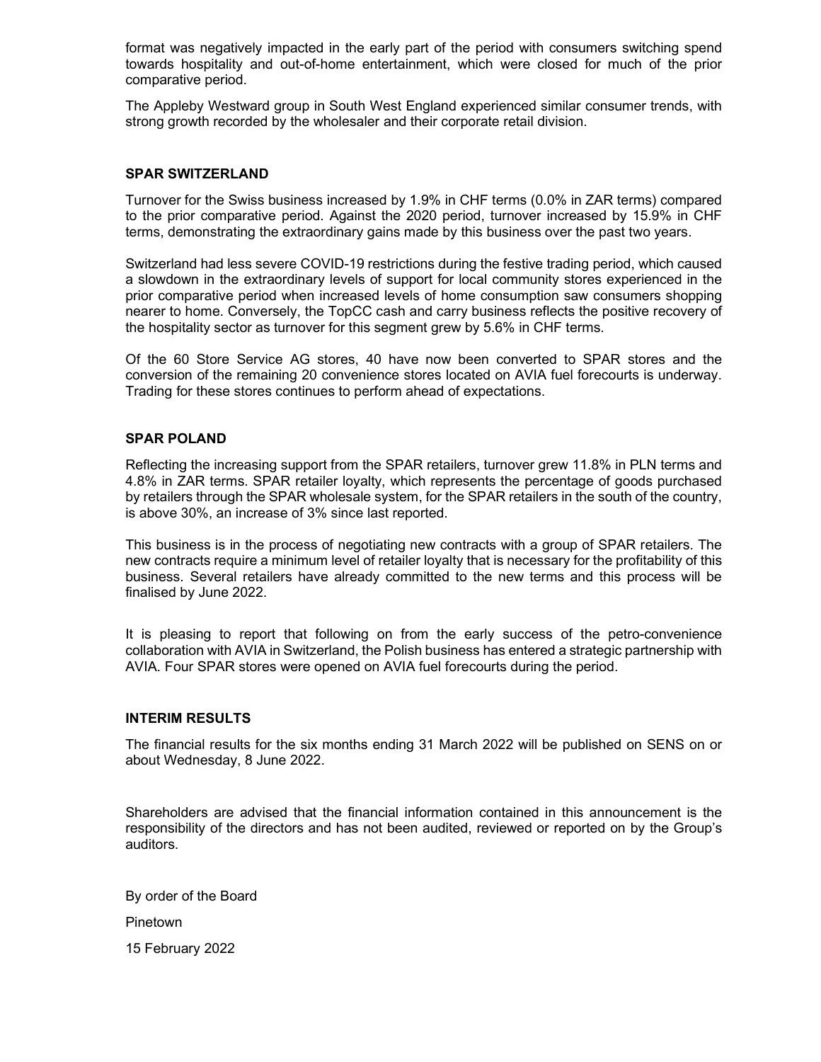format was negatively impacted in the early part of the period with consumers switching spend towards hospitality and out-of-home entertainment, which were closed for much of the prior comparative period.

The Appleby Westward group in South West England experienced similar consumer trends, with strong growth recorded by the wholesaler and their corporate retail division.

## SPAR SWITZERLAND

Turnover for the Swiss business increased by 1.9% in CHF terms (0.0% in ZAR terms) compared to the prior comparative period. Against the 2020 period, turnover increased by 15.9% in CHF terms, demonstrating the extraordinary gains made by this business over the past two years.

Switzerland had less severe COVID-19 restrictions during the festive trading period, which caused a slowdown in the extraordinary levels of support for local community stores experienced in the prior comparative period when increased levels of home consumption saw consumers shopping nearer to home. Conversely, the TopCC cash and carry business reflects the positive recovery of the hospitality sector as turnover for this segment grew by 5.6% in CHF terms.

Of the 60 Store Service AG stores, 40 have now been converted to SPAR stores and the conversion of the remaining 20 convenience stores located on AVIA fuel forecourts is underway. Trading for these stores continues to perform ahead of expectations.

## SPAR POLAND

Reflecting the increasing support from the SPAR retailers, turnover grew 11.8% in PLN terms and 4.8% in ZAR terms. SPAR retailer loyalty, which represents the percentage of goods purchased by retailers through the SPAR wholesale system, for the SPAR retailers in the south of the country, is above 30%, an increase of 3% since last reported.

This business is in the process of negotiating new contracts with a group of SPAR retailers. The new contracts require a minimum level of retailer loyalty that is necessary for the profitability of this business. Several retailers have already committed to the new terms and this process will be finalised by June 2022.

It is pleasing to report that following on from the early success of the petro-convenience collaboration with AVIA in Switzerland, the Polish business has entered a strategic partnership with AVIA. Four SPAR stores were opened on AVIA fuel forecourts during the period.

## INTERIM RESULTS

The financial results for the six months ending 31 March 2022 will be published on SENS on or about Wednesday, 8 June 2022.

Shareholders are advised that the financial information contained in this announcement is the responsibility of the directors and has not been audited, reviewed or reported on by the Group's auditors.

By order of the Board

Pinetown

15 February 2022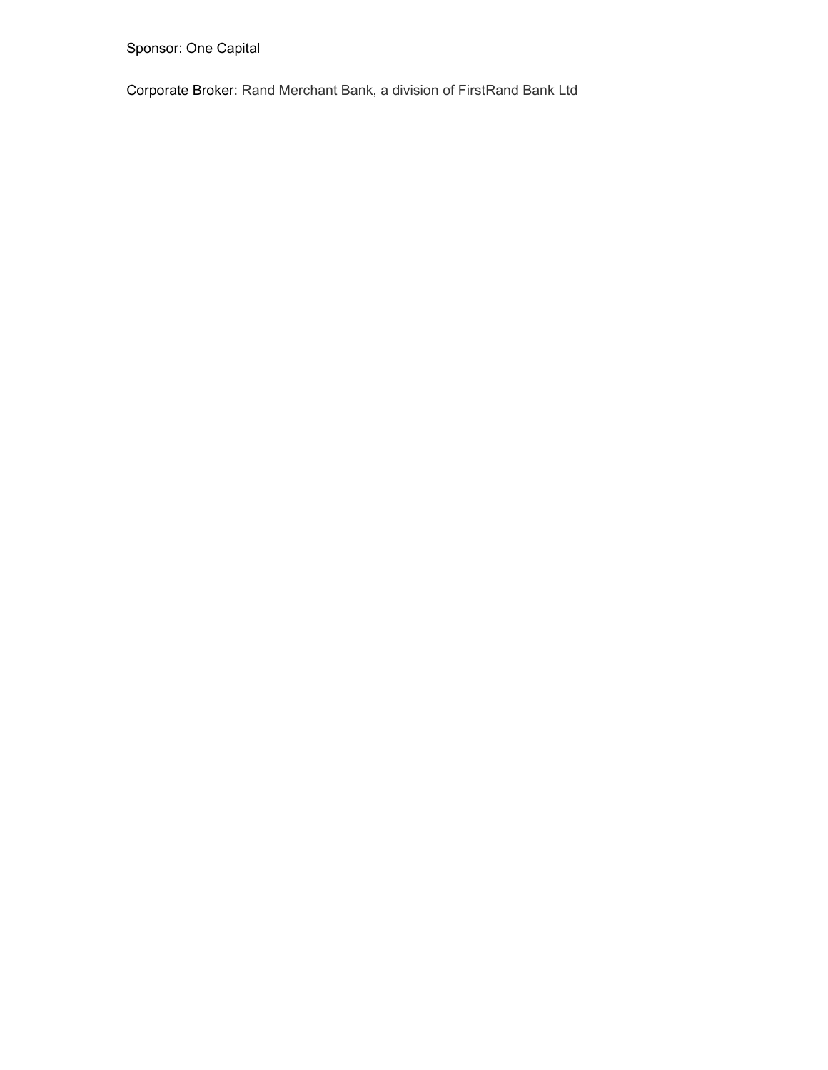Sponsor: One Capital

Corporate Broker: Rand Merchant Bank, a division of FirstRand Bank Ltd